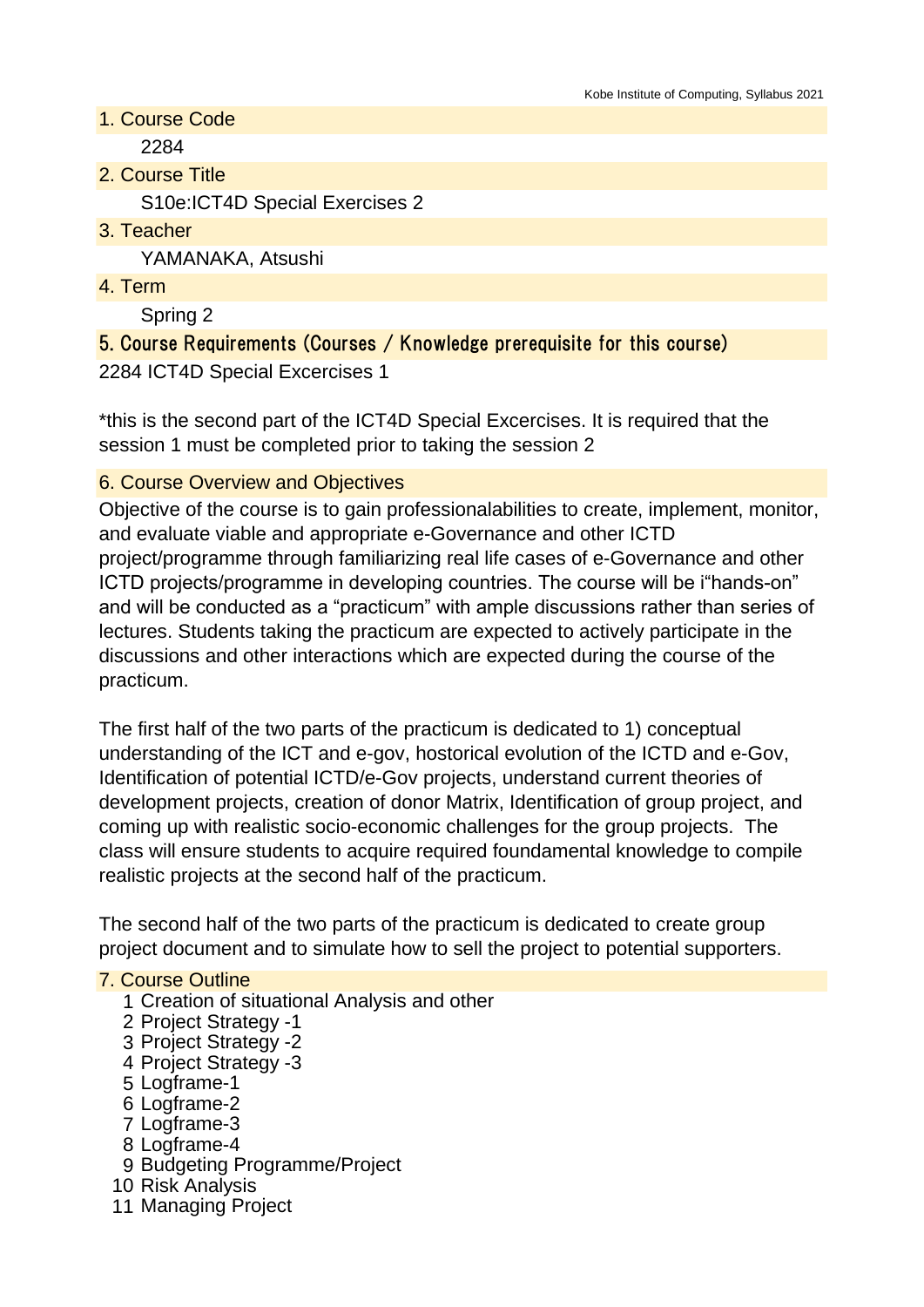## 1. Course Code

2284

## 2. Course Title

S10e:ICT4D Special Exercises 2

## 3. Teacher

YAMANAKA, Atsushi

## 4. Term

Spring 2

## 5. Course Requirements (Courses / Knowledge prerequisite for this course)

2284 ICT4D Special Excercises 1

*this is the second part of the ICT4D Special Excercises. It is required that the session 1 must be completed prior to taking the session 2

## 6. Course Overview and Objectives

Objective of the course is to gain professionalabilities to create, implement, monitor, and evaluate viable and appropriate e-Governance and other ICTD project/programme through familiarizing real life cases of e-Governance and other ICTD projects/programme in developing countries. The course will be i"hands-on" and will be conducted as a "practicum" with ample discussions rather than series of lectures. Students taking the practicum are expected to actively participate in the discussions and other interactions which are expected during the course of the practicum.

The first half of the two parts of the practicum is dedicated to 1) conceptual understanding of the ICT and e-gov, hostorical evolution of the ICTD and e-Gov, Identification of potential ICTD/e-Gov projects, understand current theories of development projects, creation of donor Matrix, Identification of group project, and coming up with realistic socio-economic challenges for the group projects. The class will ensure students to acquire required foundamental knowledge to compile realistic projects at the second half of the practicum.

The second half of the two parts of the practicum is dedicated to create group project document and to simulate how to sell the project to potential supporters.

## 7. Course Outline

1. Creation of situational Analysis and other
2. Project Strategy -1
3. Project Strategy -2
4. Project Strategy -3
5. Logframe-1
6. Logframe-2
7. Logframe-3
8. Logframe-4
9. Budgeting Programme/Project
10. Risk Analysis
11. Managing Project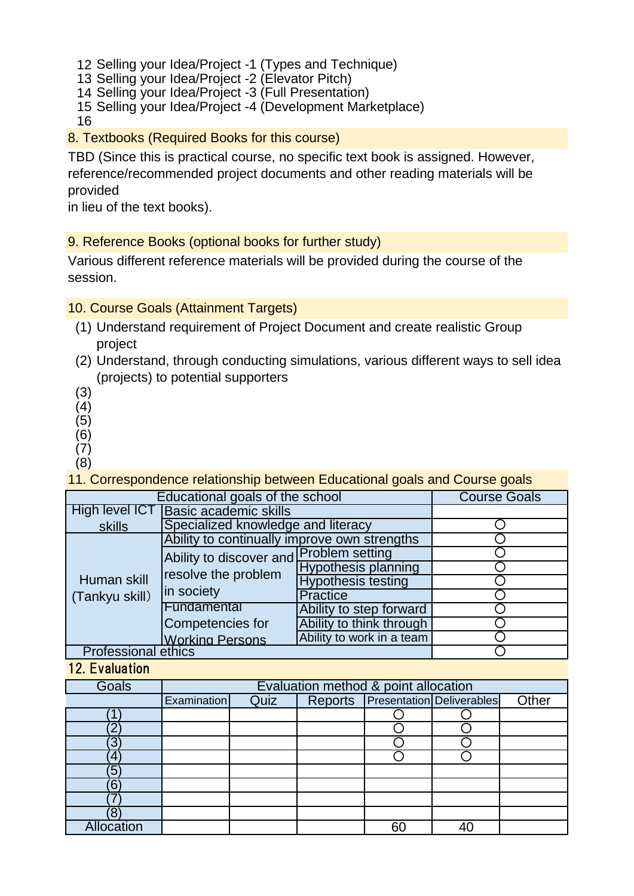12 Selling your Idea/Project -1 (Types and Technique)
13 Selling your Idea/Project -2 (Elevator Pitch)
14 Selling your Idea/Project -3 (Full Presentation)
15 Selling your Idea/Project -4 (Development Marketplace)
16

## 8. Textbooks (Required Books for this course)

TBD (Since this is practical course, no specific text book is assigned. However, reference/recommended project documents and other reading materials will be provided
in lieu of the text books).

## 9. Reference Books (optional books for further study)

Various different reference materials will be provided during the course of the session.

## 10. Course Goals (Attainment Targets)

(1) Understand requirement of Project Document and create realistic Group project
(2) Understand, through conducting simulations, various different ways to sell idea (projects) to potential supporters
(3)
(4)
(5)
(6)
(7)
(8)

## 11. Correspondence relationship between Educational goals and Course goals

| Educational goals of the school | | | Course Goals |
|---|---|---|---|
| High level ICT skills | Basic academic skills | | |
| | Specialized knowledge and literacy | | ○ |
| Human skill (Tankyu skill) | Ability to continually improve own strengths | | ○ |
| | Ability to discover and resolve the problem in society | Problem setting | ○ |
| | | Hypothesis planning | ○ |
| | | Hypothesis testing | ○ |
| | | Practice | ○ |
| | Fundamental Competencies for Working Persons | Ability to step forward | ○ |
| | | Ability to think through | ○ |
| | | Ability to work in a team | ○ |
| Professional ethics | | | ○ |

## 12. Evaluation

| Goals | Evaluation method & point allocation | | | | | |
|---|---|---|---|---|---|---|
| | Examination | Quiz | Reports | Presentation | Deliverables | Other |
| (1) | | | | ○ | ○ | |
| (2) | | | | ○ | ○ | |
| (3) | | | | ○ | ○ | |
| (4) | | | | ○ | ○ | |
| (5) | | | | | | |
| (6) | | | | | | |
| (7) | | | | | | |
| (8) | | | | | | |
| Allocation | | | | 60 | 40 | |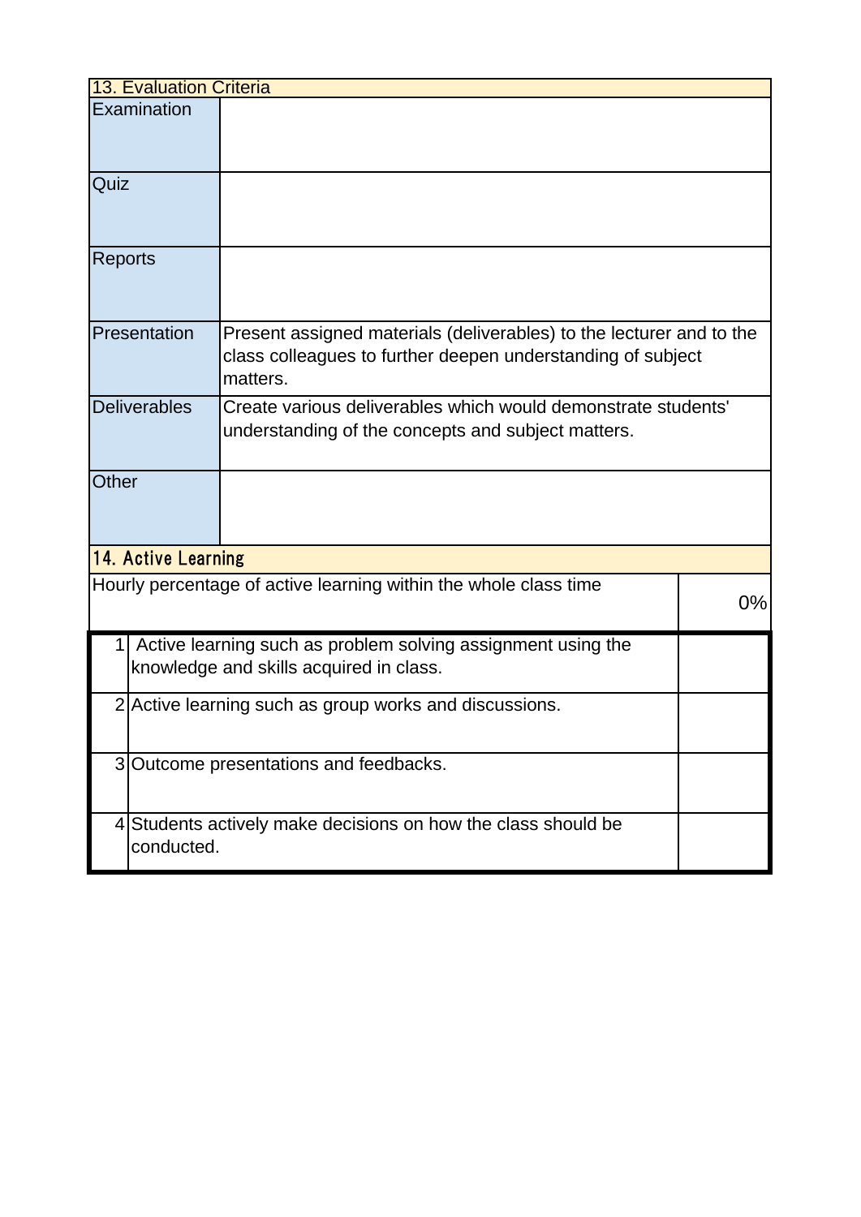## 13. Evaluation Criteria

| | |
|---|---|
| Examination | |
| Quiz | |
| Reports | |
| Presentation | Present assigned materials (deliverables) to the lecturer and to the class colleagues to further deepen understanding of subject matters. |
| Deliverables | Create various deliverables which would demonstrate students' understanding of the concepts and subject matters. |
| Other | |

## 14. Active Learning

| | | |
|---|---|---|
| Hourly percentage of active learning within the whole class time | | 0% |
| 1 | Active learning such as problem solving assignment using the knowledge and skills acquired in class. | |
| 2 | Active learning such as group works and discussions. | |
| 3 | Outcome presentations and feedbacks. | |
| 4 | Students actively make decisions on how the class should be conducted. | |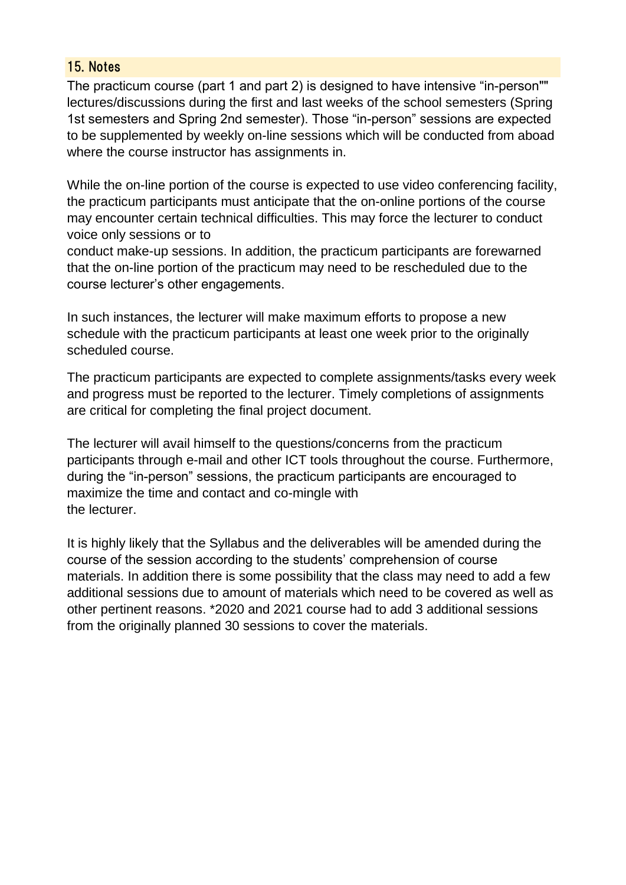## 15. Notes

The practicum course (part 1 and part 2) is designed to have intensive “in-person"" lectures/discussions during the first and last weeks of the school semesters (Spring 1st semesters and Spring 2nd semester). Those “in-person” sessions are expected to be supplemented by weekly on-line sessions which will be conducted from aboad where the course instructor has assignments in.

While the on-line portion of the course is expected to use video conferencing facility, the practicum participants must anticipate that the on-online portions of the course may encounter certain technical difficulties. This may force the lecturer to conduct voice only sessions or to conduct make-up sessions. In addition, the practicum participants are forewarned that the on-line portion of the practicum may need to be rescheduled due to the course lecturer’s other engagements.

In such instances, the lecturer will make maximum efforts to propose a new schedule with the practicum participants at least one week prior to the originally scheduled course.

The practicum participants are expected to complete assignments/tasks every week and progress must be reported to the lecturer. Timely completions of assignments are critical for completing the final project document.

The lecturer will avail himself to the questions/concerns from the practicum participants through e-mail and other ICT tools throughout the course. Furthermore, during the “in-person” sessions, the practicum participants are encouraged to maximize the time and contact and co-mingle with the lecturer.

It is highly likely that the Syllabus and the deliverables will be amended during the course of the session according to the students’ comprehension of course materials. In addition there is some possibility that the class may need to add a few additional sessions due to amount of materials which need to be covered as well as other pertinent reasons. *2020 and 2021 course had to add 3 additional sessions from the originally planned 30 sessions to cover the materials.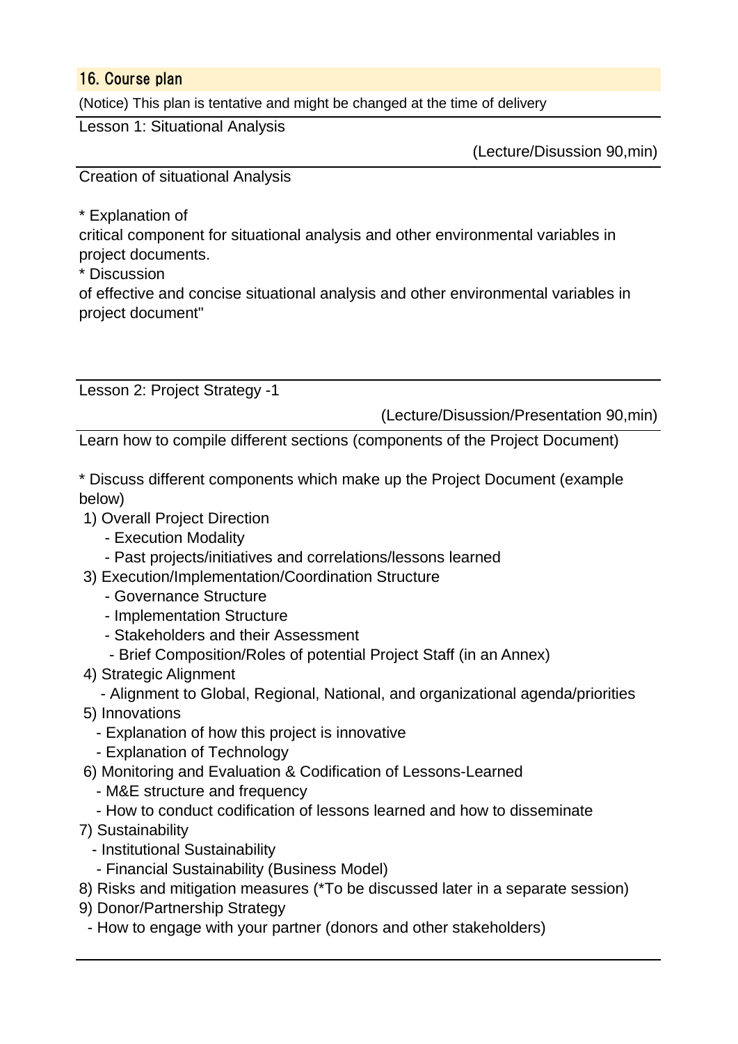## 16. Course plan

(Notice) This plan is tentative and might be changed at the time of delivery

Lesson 1: Situational Analysis

(Lecture/Disussion 90,min)

Creation of situational Analysis

* Explanation of
critical component for situational analysis and other environmental variables in project documents.
* Discussion
of effective and concise situational analysis and other environmental variables in project document"

Lesson 2: Project Strategy -1

(Lecture/Disussion/Presentation 90,min)

Learn how to compile different sections (components of the Project Document)

* Discuss different components which make up the Project Document (example below)

1) Overall Project Direction
   - Execution Modality
   - Past projects/initiatives and correlations/lessons learned
3) Execution/Implementation/Coordination Structure
   - Governance Structure
   - Implementation Structure
   - Stakeholders and their Assessment
   - Brief Composition/Roles of potential Project Staff (in an Annex)
4) Strategic Alignment
   - Alignment to Global, Regional, National, and organizational agenda/priorities
5) Innovations
   - Explanation of how this project is innovative
   - Explanation of Technology
6) Monitoring and Evaluation & Codification of Lessons-Learned
   - M&E structure and frequency
   - How to conduct codification of lessons learned and how to disseminate
7) Sustainability
   - Institutional Sustainability
   - Financial Sustainability (Business Model)
8) Risks and mitigation measures (*To be discussed later in a separate session)
9) Donor/Partnership Strategy
   - How to engage with your partner (donors and other stakeholders)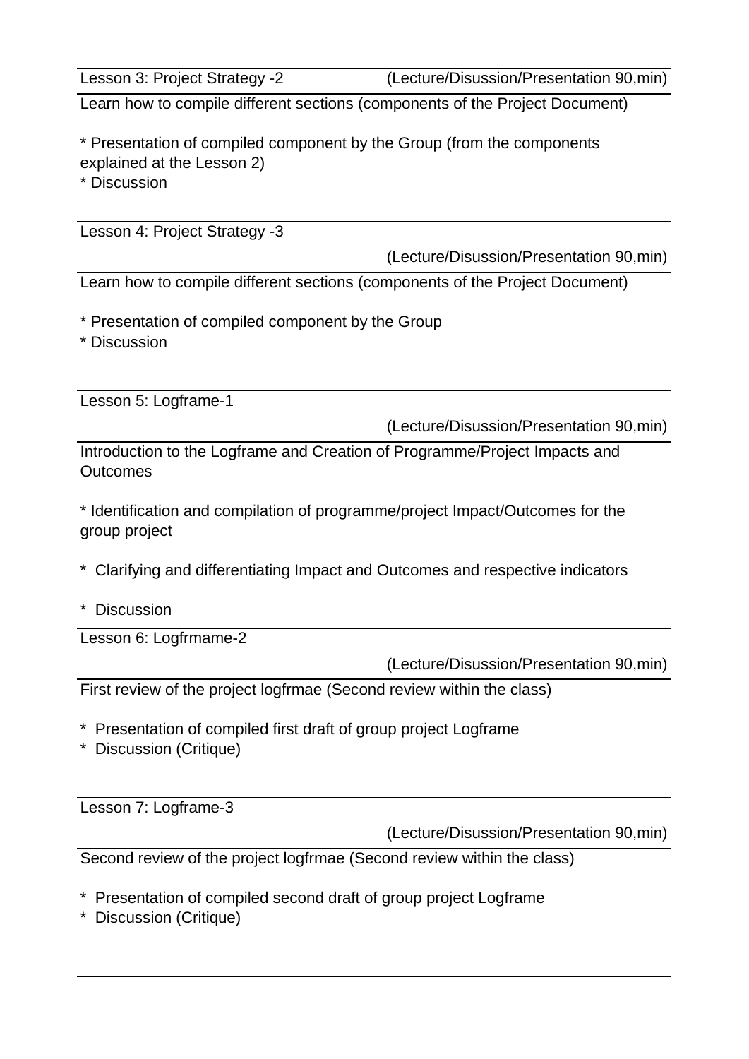Lesson 3: Project Strategy -2 (Lecture/Disussion/Presentation 90,min)

Learn how to compile different sections (components of the Project Document)

* Presentation of compiled component by the Group (from the components explained at the Lesson 2)
* Discussion

---

Lesson 4: Project Strategy -3

(Lecture/Disussion/Presentation 90,min)

Learn how to compile different sections (components of the Project Document)

* Presentation of compiled component by the Group
* Discussion

---

Lesson 5: Logframe-1

(Lecture/Disussion/Presentation 90,min)

Introduction to the Logframe and Creation of Programme/Project Impacts and Outcomes

* Identification and compilation of programme/project Impact/Outcomes for the group project

* Clarifying and differentiating Impact and Outcomes and respective indicators

* Discussion

---

Lesson 6: Logfrmame-2

(Lecture/Disussion/Presentation 90,min)

First review of the project logfrmae (Second review within the class)

* Presentation of compiled first draft of group project Logframe
* Discussion (Critique)

---

Lesson 7: Logframe-3

(Lecture/Disussion/Presentation 90,min)

Second review of the project logfrmae (Second review within the class)

* Presentation of compiled second draft of group project Logframe
* Discussion (Critique)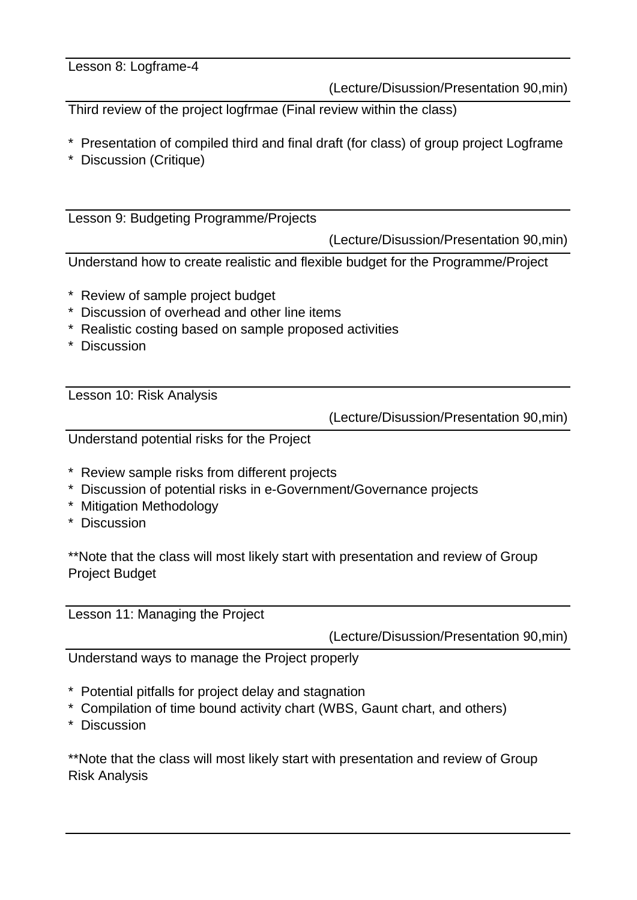Lesson 8: Logframe-4

(Lecture/Disussion/Presentation 90,min)

Third review of the project logfrmae (Final review within the class)

* Presentation of compiled third and final draft (for class) of group project Logframe
* Discussion (Critique)

Lesson 9: Budgeting Programme/Projects

(Lecture/Disussion/Presentation 90,min)

Understand how to create realistic and flexible budget for the Programme/Project

* Review of sample project budget
* Discussion of overhead and other line items
* Realistic costing based on sample proposed activities
* Discussion

Lesson 10: Risk Analysis

(Lecture/Disussion/Presentation 90,min)

Understand potential risks for the Project

* Review sample risks from different projects
* Discussion of potential risks in e-Government/Governance projects
* Mitigation Methodology
* Discussion

**Note that the class will most likely start with presentation and review of Group Project Budget

Lesson 11: Managing the Project

(Lecture/Disussion/Presentation 90,min)

Understand ways to manage the Project properly

* Potential pitfalls for project delay and stagnation
* Compilation of time bound activity chart (WBS, Gaunt chart, and others)
* Discussion

**Note that the class will most likely start with presentation and review of Group Risk Analysis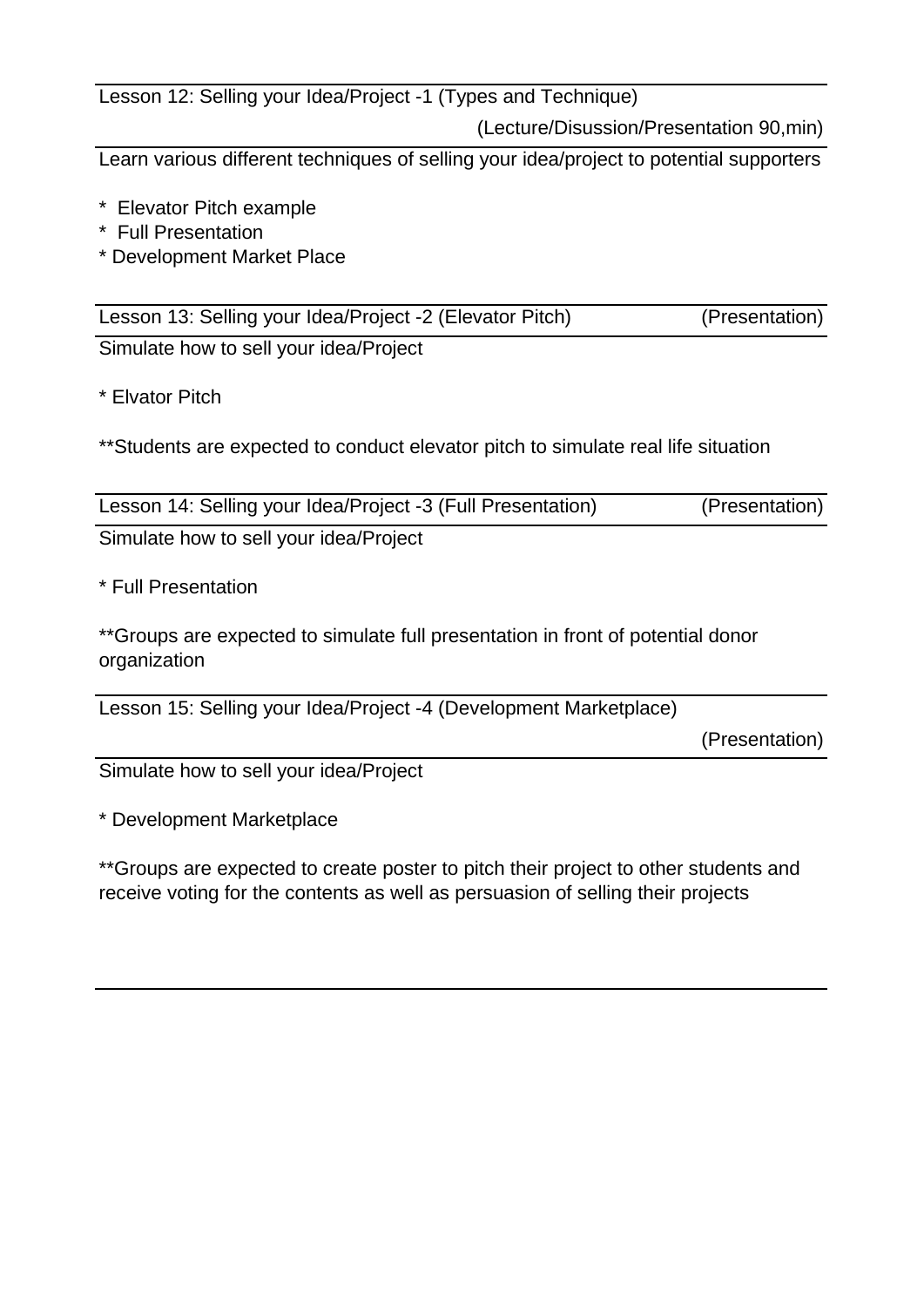Lesson 12: Selling your Idea/Project -1 (Types and Technique)

(Lecture/Disussion/Presentation 90,min)

Learn various different techniques of selling your idea/project to potential supporters

* Elevator Pitch example
* Full Presentation
* Development Market Place

Lesson 13: Selling your Idea/Project -2 (Elevator Pitch) (Presentation)

Simulate how to sell your idea/Project

* Elvator Pitch

**Students are expected to conduct elevator pitch to simulate real life situation

Lesson 14: Selling your Idea/Project -3 (Full Presentation) (Presentation)

Simulate how to sell your idea/Project

* Full Presentation

**Groups are expected to simulate full presentation in front of potential donor organization

Lesson 15: Selling your Idea/Project -4 (Development Marketplace)

(Presentation)

Simulate how to sell your idea/Project

* Development Marketplace

**Groups are expected to create poster to pitch their project to other students and receive voting for the contents as well as persuasion of selling their projects